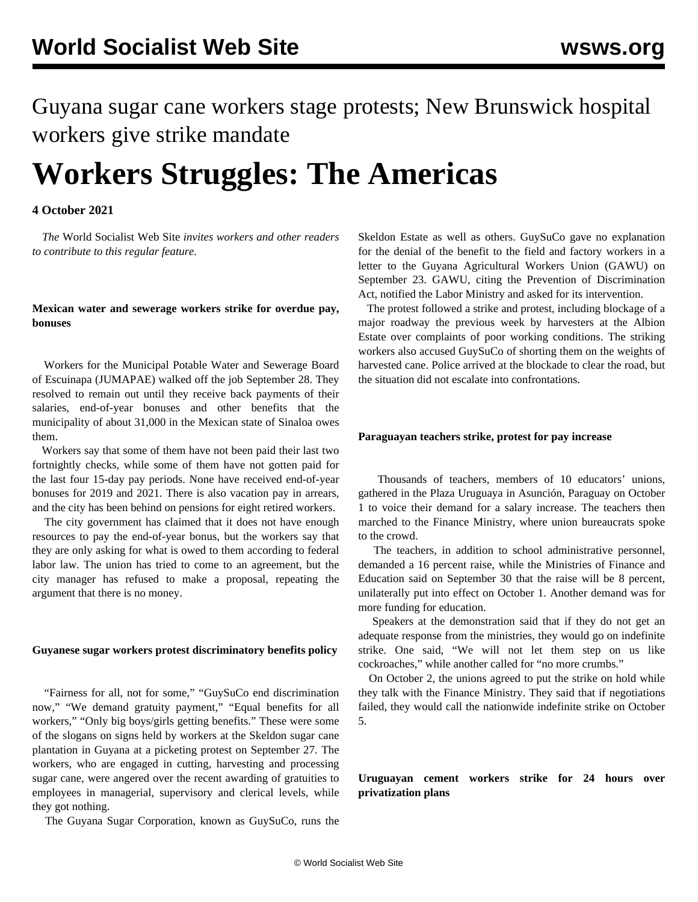# Guyana sugar cane workers stage protests; New Brunswick hospital workers give strike mandate

# Workers Struggles: The Americas

**4 October 2021**

*The* World Socialist Web Site *invites workers and other readers to contribute to this regular feature.*

**Mexican water and sewerage workers strike for overdue pay, bonuses**

Workers for the Municipal Potable Water and Sewerage Board of Escuinapa (JUMAPAE) walked off the job September 28. They resolved to remain out until they receive back payments of their salaries, end-of-year bonuses and other benefits that the municipality of about 31,000 in the Mexican state of Sinaloa owes them.

Workers say that some of them have not been paid their last two fortnightly checks, while some of them have not gotten paid for the last four 15-day pay periods. None have received end-of-year bonuses for 2019 and 2021. There is also vacation pay in arrears, and the city has been behind on pensions for eight retired workers.

The city government has claimed that it does not have enough resources to pay the end-of-year bonus, but the workers say that they are only asking for what is owed to them according to federal labor law. The union has tried to come to an agreement, but the city manager has refused to make a proposal, repeating the argument that there is no money.

**Guyanese sugar workers protest discriminatory benefits policy**

"Fairness for all, not for some," "GuySuCo end discrimination now," "We demand gratuity payment," "Equal benefits for all workers," "Only big boys/girls getting benefits." These were some of the slogans on signs held by workers at the Skeldon sugar cane plantation in Guyana at a picketing protest on September 27. The workers, who are engaged in cutting, harvesting and processing sugar cane, were angered over the recent awarding of gratuities to employees in managerial, supervisory and clerical levels, while they got nothing.

The Guyana Sugar Corporation, known as GuySuCo, runs the Skeldon Estate as well as others. GuySuCo gave no explanation for the denial of the benefit to the field and factory workers in a letter to the Guyana Agricultural Workers Union (GAWU) on September 23. GAWU, citing the Prevention of Discrimination Act, notified the Labor Ministry and asked for its intervention.

The protest followed a strike and protest, including blockage of a major roadway the previous week by harvesters at the Albion Estate over complaints of poor working conditions. The striking workers also accused GuySuCo of shorting them on the weights of harvested cane. Police arrived at the blockade to clear the road, but the situation did not escalate into confrontations.

**Paraguayan teachers strike, protest for pay increase**

Thousands of teachers, members of 10 educators' unions, gathered in the Plaza Uruguaya in Asunción, Paraguay on October 1 to voice their demand for a salary increase. The teachers then marched to the Finance Ministry, where union bureaucrats spoke to the crowd.

The teachers, in addition to school administrative personnel, demanded a 16 percent raise, while the Ministries of Finance and Education said on September 30 that the raise will be 8 percent, unilaterally put into effect on October 1. Another demand was for more funding for education.

Speakers at the demonstration said that if they do not get an adequate response from the ministries, they would go on indefinite strike. One said, "We will not let them step on us like cockroaches," while another called for "no more crumbs."

On October 2, the unions agreed to put the strike on hold while they talk with the Finance Ministry. They said that if negotiations failed, they would call the nationwide indefinite strike on October 5.

**Uruguayan cement workers strike for 24 hours over privatization plans**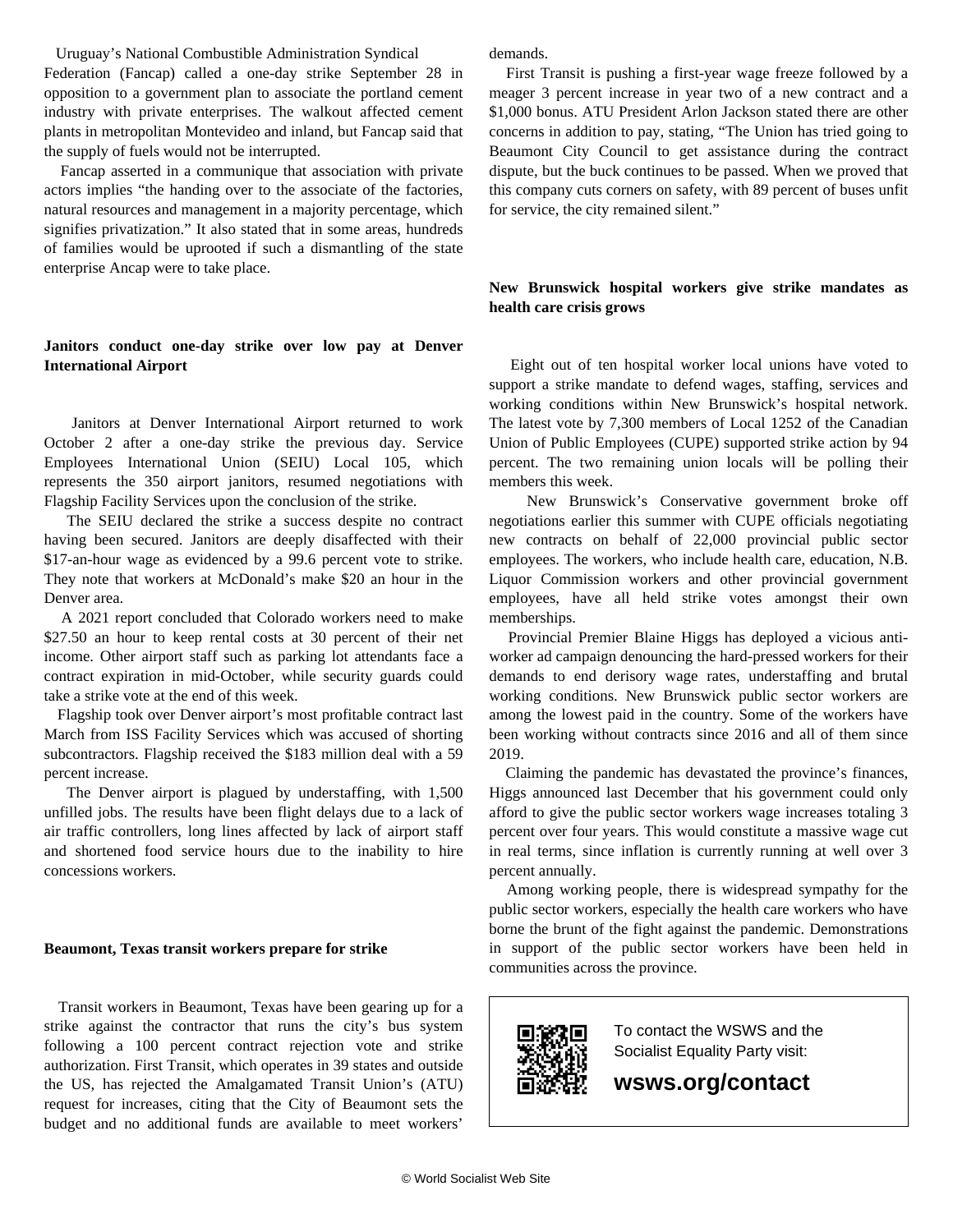Uruguay's National Combustible Administration Syndical Federation (Fancap) called a one-day strike September 28 in opposition to a government plan to associate the portland cement industry with private enterprises. The walkout affected cement plants in metropolitan Montevideo and inland, but Fancap said that the supply of fuels would not be interrupted.

Fancap asserted in a communique that association with private actors implies "the handing over to the associate of the factories, natural resources and management in a majority percentage, which signifies privatization." It also stated that in some areas, hundreds of families would be uprooted if such a dismantling of the state enterprise Ancap were to take place.

### Janitors conduct one-day strike over low pay at Denver International Airport

Janitors at Denver International Airport returned to work October 2 after a one-day strike the previous day. Service Employees International Union (SEIU) Local 105, which represents the 350 airport janitors, resumed negotiations with Flagship Facility Services upon the conclusion of the strike.

The SEIU declared the strike a success despite no contract having been secured. Janitors are deeply disaffected with their $17-an-hour wage as evidenced by a 99.6 percent vote to strike. They note that workers at McDonald's make $20 an hour in the Denver area.

A 2021 report concluded that Colorado workers need to make $27.50 an hour to keep rental costs at 30 percent of their net income. Other airport staff such as parking lot attendants face a contract expiration in mid-October, while security guards could take a strike vote at the end of this week.

Flagship took over Denver airport's most profitable contract last March from ISS Facility Services which was accused of shorting subcontractors. Flagship received the $183 million deal with a 59 percent increase.

The Denver airport is plagued by understaffing, with 1,500 unfilled jobs. The results have been flight delays due to a lack of air traffic controllers, long lines affected by lack of airport staff and shortened food service hours due to the inability to hire concessions workers.

### Beaumont, Texas transit workers prepare for strike

Transit workers in Beaumont, Texas have been gearing up for a strike against the contractor that runs the city's bus system following a 100 percent contract rejection vote and strike authorization. First Transit, which operates in 39 states and outside the US, has rejected the Amalgamated Transit Union's (ATU) request for increases, citing that the City of Beaumont sets the budget and no additional funds are available to meet workers' demands.

First Transit is pushing a first-year wage freeze followed by a meager 3 percent increase in year two of a new contract and a $1,000 bonus. ATU President Arlon Jackson stated there are other concerns in addition to pay, stating, "The Union has tried going to Beaumont City Council to get assistance during the contract dispute, but the buck continues to be passed. When we proved that this company cuts corners on safety, with 89 percent of buses unfit for service, the city remained silent."

### New Brunswick hospital workers give strike mandates as health care crisis grows

Eight out of ten hospital worker local unions have voted to support a strike mandate to defend wages, staffing, services and working conditions within New Brunswick's hospital network. The latest vote by 7,300 members of Local 1252 of the Canadian Union of Public Employees (CUPE) supported strike action by 94 percent. The two remaining union locals will be polling their members this week.

New Brunswick's Conservative government broke off negotiations earlier this summer with CUPE officials negotiating new contracts on behalf of 22,000 provincial public sector employees. The workers, who include health care, education, N.B. Liquor Commission workers and other provincial government employees, have all held strike votes amongst their own memberships.

Provincial Premier Blaine Higgs has deployed a vicious anti-worker ad campaign denouncing the hard-pressed workers for their demands to end derisory wage rates, understaffing and brutal working conditions. New Brunswick public sector workers are among the lowest paid in the country. Some of the workers have been working without contracts since 2016 and all of them since 2019.

Claiming the pandemic has devastated the province's finances, Higgs announced last December that his government could only afford to give the public sector workers wage increases totaling 3 percent over four years. This would constitute a massive wage cut in real terms, since inflation is currently running at well over 3 percent annually.

Among working people, there is widespread sympathy for the public sector workers, especially the health care workers who have borne the brunt of the fight against the pandemic. Demonstrations in support of the public sector workers have been held in communities across the province.

To contact the WSWS and the Socialist Equality Party visit:

**wsws.org/contact**